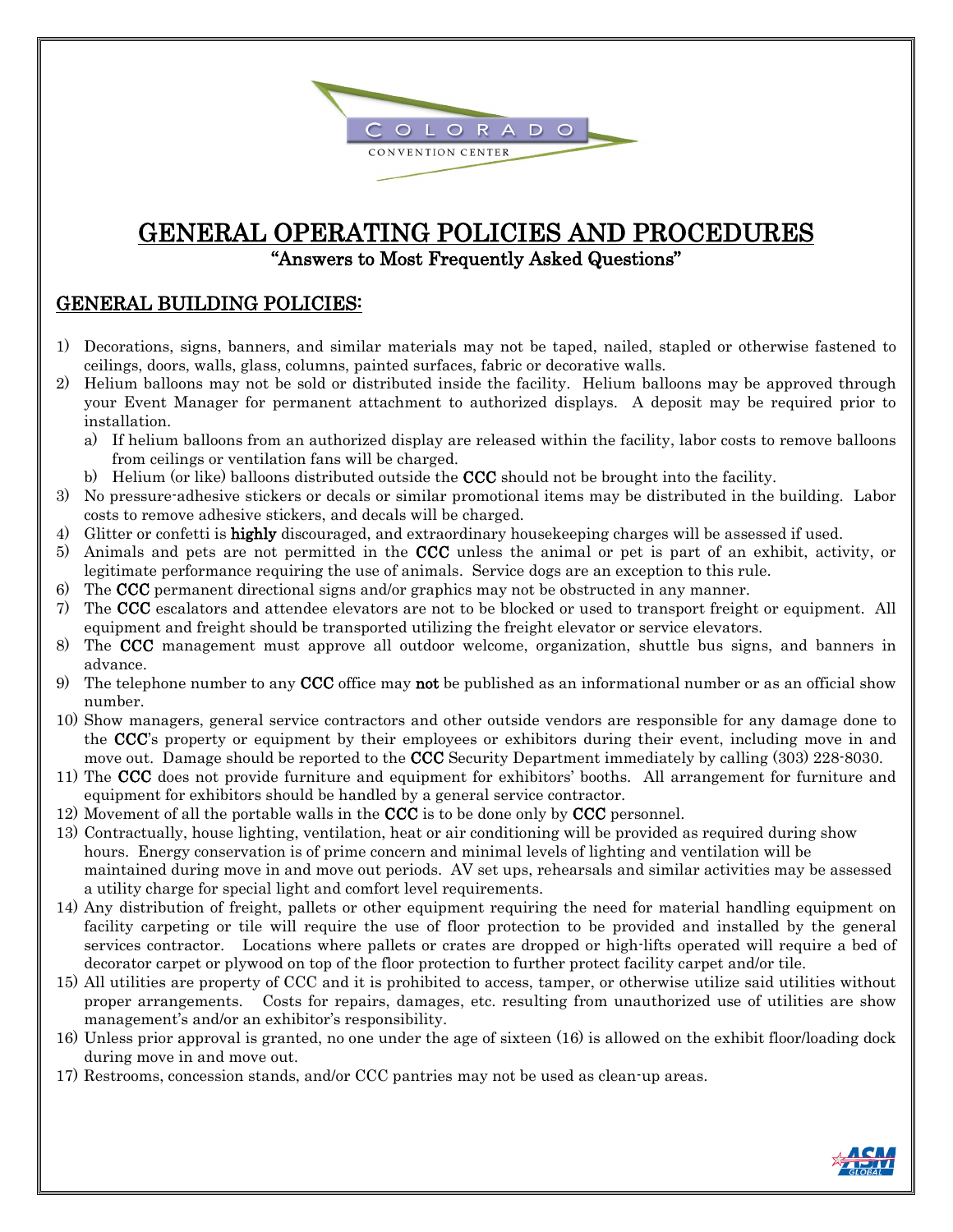# GENERAL OPERATING POLICIES AND PROCEDURES

**"Answers to Most Frequently Asked Questions"**

## GENERAL BUILDING POLICIES:

1) Decorations, signs, banners, and similar materials may not be taped, nailed, stapled or otherwise fastened to ceilings, doors, walls, glass, columns, painted surfaces, fabric or decorative walls.
2) Helium balloons may not be sold or distributed inside the facility. Helium balloons may be approved through your Event Manager for permanent attachment to authorized displays. A deposit may be required prior to installation.
   a) If helium balloons from an authorized display are released within the facility, labor costs to remove balloons from ceilings or ventilation fans will be charged.
   b) Helium (or like) balloons distributed outside the **CCC** should not be brought into the facility.
3) No pressure-adhesive stickers or decals or similar promotional items may be distributed in the building. Labor costs to remove adhesive stickers, and decals will be charged.
4) Glitter or confetti is **highly** discouraged, and extraordinary housekeeping charges will be assessed if used.
5) Animals and pets are not permitted in the **CCC** unless the animal or pet is part of an exhibit, activity, or legitimate performance requiring the use of animals. Service dogs are an exception to this rule.
6) The **CCC** permanent directional signs and/or graphics may not be obstructed in any manner.
7) The **CCC** escalators and attendee elevators are not to be blocked or used to transport freight or equipment. All equipment and freight should be transported utilizing the freight elevator or service elevators.
8) The **CCC** management must approve all outdoor welcome, organization, shuttle bus signs, and banners in advance.
9) The telephone number to any **CCC** office may **not** be published as an informational number or as an official show number.
10) Show managers, general service contractors and other outside vendors are responsible for any damage done to the **CCC**'s property or equipment by their employees or exhibitors during their event, including move in and move out. Damage should be reported to the **CCC** Security Department immediately by calling (303) 228-8030.
11) The **CCC** does not provide furniture and equipment for exhibitors' booths. All arrangement for furniture and equipment for exhibitors should be handled by a general service contractor.
12) Movement of all the portable walls in the **CCC** is to be done only by **CCC** personnel.
13) Contractually, house lighting, ventilation, heat or air conditioning will be provided as required during show hours. Energy conservation is of prime concern and minimal levels of lighting and ventilation will be maintained during move in and move out periods. AV set ups, rehearsals and similar activities may be assessed a utility charge for special light and comfort level requirements.
14) Any distribution of freight, pallets or other equipment requiring the need for material handling equipment on facility carpeting or tile will require the use of floor protection to be provided and installed by the general services contractor. Locations where pallets or crates are dropped or high-lifts operated will require a bed of decorator carpet or plywood on top of the floor protection to further protect facility carpet and/or tile.
15) All utilities are property of CCC and it is prohibited to access, tamper, or otherwise utilize said utilities without proper arrangements. Costs for repairs, damages, etc. resulting from unauthorized use of utilities are show management's and/or an exhibitor's responsibility.
16) Unless prior approval is granted, no one under the age of sixteen (16) is allowed on the exhibit floor/loading dock during move in and move out.
17) Restrooms, concession stands, and/or CCC pantries may not be used as clean-up areas.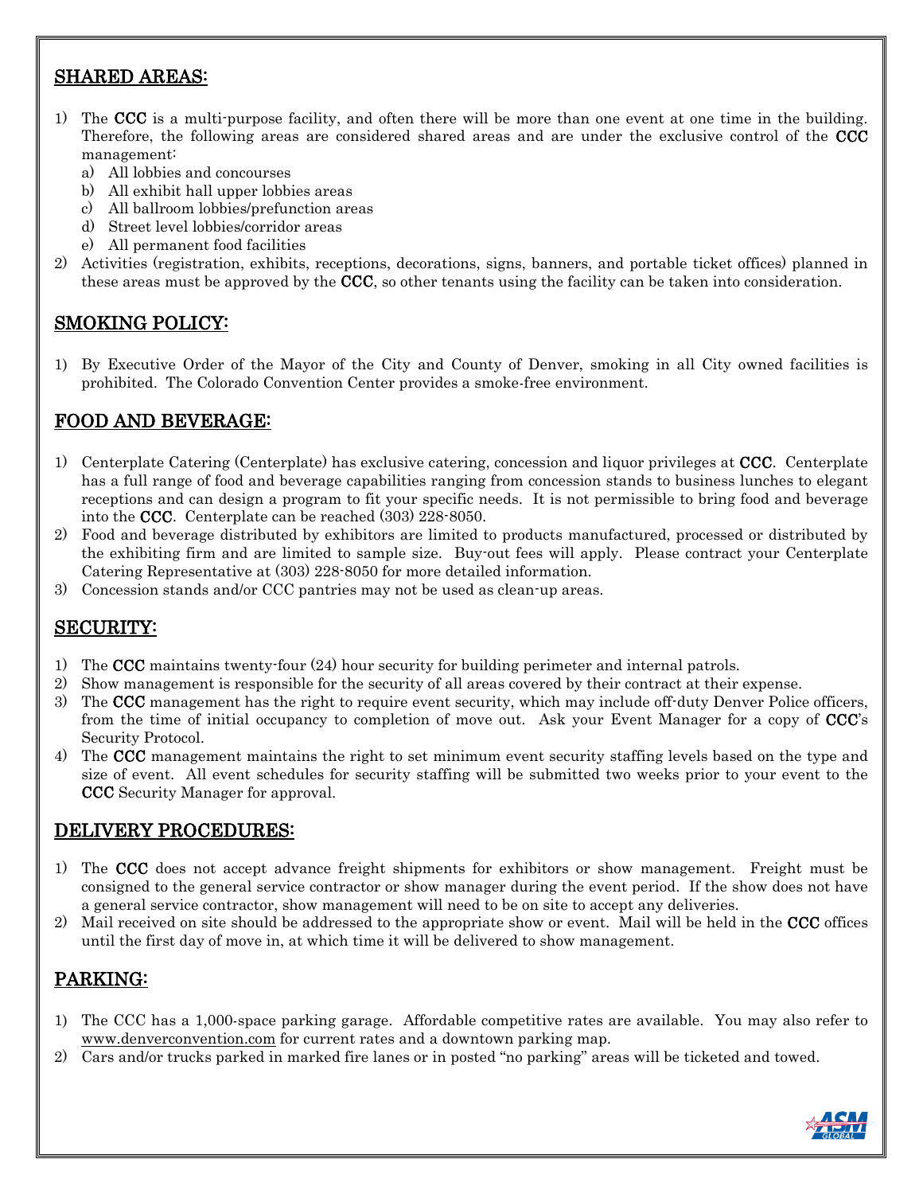## SHARED AREAS:

1) The **CCC** is a multi-purpose facility, and often there will be more than one event at one time in the building. Therefore, the following areas are considered shared areas and are under the exclusive control of the **CCC** management:
   a) All lobbies and concourses
   b) All exhibit hall upper lobbies areas
   c) All ballroom lobbies/prefunction areas
   d) Street level lobbies/corridor areas
   e) All permanent food facilities
2) Activities (registration, exhibits, receptions, decorations, signs, banners, and portable ticket offices) planned in these areas must be approved by the **CCC**, so other tenants using the facility can be taken into consideration.

## SMOKING POLICY:

1) By Executive Order of the Mayor of the City and County of Denver, smoking in all City owned facilities is prohibited. The Colorado Convention Center provides a smoke-free environment.

## FOOD AND BEVERAGE:

1) Centerplate Catering (Centerplate) has exclusive catering, concession and liquor privileges at **CCC**. Centerplate has a full range of food and beverage capabilities ranging from concession stands to business lunches to elegant receptions and can design a program to fit your specific needs. It is not permissible to bring food and beverage into the **CCC**. Centerplate can be reached (303) 228-8050.
2) Food and beverage distributed by exhibitors are limited to products manufactured, processed or distributed by the exhibiting firm and are limited to sample size. Buy-out fees will apply. Please contract your Centerplate Catering Representative at (303) 228-8050 for more detailed information.
3) Concession stands and/or CCC pantries may not be used as clean-up areas.

## SECURITY:

1) The **CCC** maintains twenty-four (24) hour security for building perimeter and internal patrols.
2) Show management is responsible for the security of all areas covered by their contract at their expense.
3) The **CCC** management has the right to require event security, which may include off-duty Denver Police officers, from the time of initial occupancy to completion of move out. Ask your Event Manager for a copy of **CCC**'s Security Protocol.
4) The **CCC** management maintains the right to set minimum event security staffing levels based on the type and size of event. All event schedules for security staffing will be submitted two weeks prior to your event to the **CCC** Security Manager for approval.

## DELIVERY PROCEDURES:

1) The **CCC** does not accept advance freight shipments for exhibitors or show management. Freight must be consigned to the general service contractor or show manager during the event period. If the show does not have a general service contractor, show management will need to be on site to accept any deliveries.
2) Mail received on site should be addressed to the appropriate show or event. Mail will be held in the **CCC** offices until the first day of move in, at which time it will be delivered to show management.

## PARKING:

1) The CCC has a 1,000-space parking garage. Affordable competitive rates are available. You may also refer to www.denverconvention.com for current rates and a downtown parking map.
2) Cars and/or trucks parked in marked fire lanes or in posted "no parking" areas will be ticketed and towed.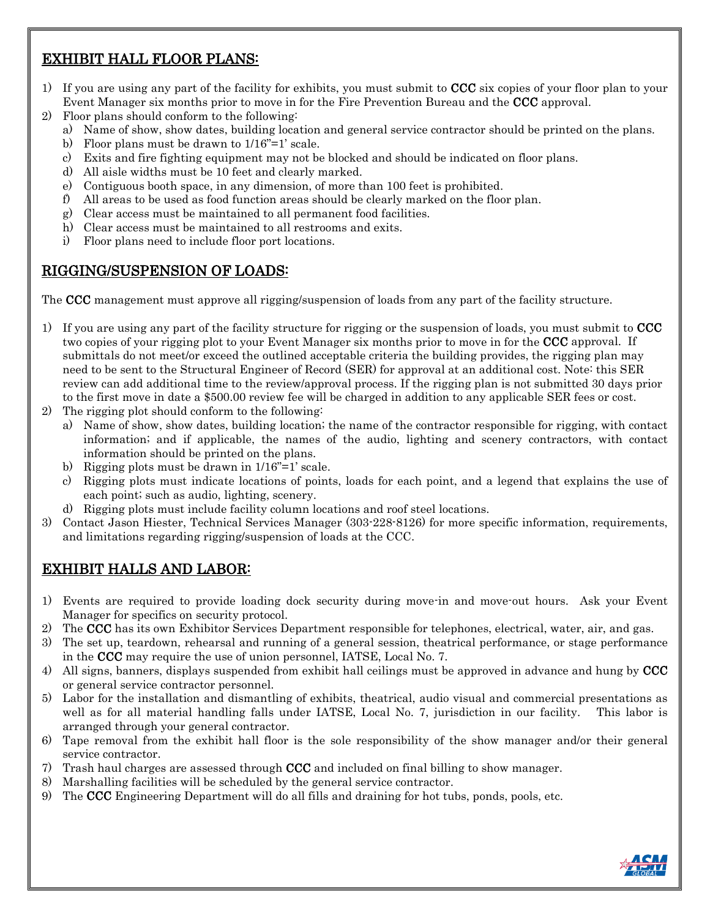## EXHIBIT HALL FLOOR PLANS:

1) If you are using any part of the facility for exhibits, you must submit to **CCC** six copies of your floor plan to your Event Manager six months prior to move in for the Fire Prevention Bureau and the **CCC** approval.
2) Floor plans should conform to the following:
   a) Name of show, show dates, building location and general service contractor should be printed on the plans.
   b) Floor plans must be drawn to 1/16"=1' scale.
   c) Exits and fire fighting equipment may not be blocked and should be indicated on floor plans.
   d) All aisle widths must be 10 feet and clearly marked.
   e) Contiguous booth space, in any dimension, of more than 100 feet is prohibited.
   f) All areas to be used as food function areas should be clearly marked on the floor plan.
   g) Clear access must be maintained to all permanent food facilities.
   h) Clear access must be maintained to all restrooms and exits.
   i) Floor plans need to include floor port locations.

## RIGGING/SUSPENSION OF LOADS:

The **CCC** management must approve all rigging/suspension of loads from any part of the facility structure.

1) If you are using any part of the facility structure for rigging or the suspension of loads, you must submit to **CCC** two copies of your rigging plot to your Event Manager six months prior to move in for the **CCC** approval. If submittals do not meet/or exceed the outlined acceptable criteria the building provides, the rigging plan may need to be sent to the Structural Engineer of Record (SER) for approval at an additional cost. Note: this SER review can add additional time to the review/approval process. If the rigging plan is not submitted 30 days prior to the first move in date a $500.00 review fee will be charged in addition to any applicable SER fees or cost.
2) The rigging plot should conform to the following:
   a) Name of show, show dates, building location; the name of the contractor responsible for rigging, with contact information; and if applicable, the names of the audio, lighting and scenery contractors, with contact information should be printed on the plans.
   b) Rigging plots must be drawn in 1/16"=1' scale.
   c) Rigging plots must indicate locations of points, loads for each point, and a legend that explains the use of each point; such as audio, lighting, scenery.
   d) Rigging plots must include facility column locations and roof steel locations.
3) Contact Jason Hiester, Technical Services Manager (303-228-8126) for more specific information, requirements, and limitations regarding rigging/suspension of loads at the CCC.

## EXHIBIT HALLS AND LABOR:

1) Events are required to provide loading dock security during move-in and move-out hours. Ask your Event Manager for specifics on security protocol.
2) The **CCC** has its own Exhibitor Services Department responsible for telephones, electrical, water, air, and gas.
3) The set up, teardown, rehearsal and running of a general session, theatrical performance, or stage performance in the **CCC** may require the use of union personnel, IATSE, Local No. 7.
4) All signs, banners, displays suspended from exhibit hall ceilings must be approved in advance and hung by **CCC** or general service contractor personnel.
5) Labor for the installation and dismantling of exhibits, theatrical, audio visual and commercial presentations as well as for all material handling falls under IATSE, Local No. 7, jurisdiction in our facility. This labor is arranged through your general contractor.
6) Tape removal from the exhibit hall floor is the sole responsibility of the show manager and/or their general service contractor.
7) Trash haul charges are assessed through **CCC** and included on final billing to show manager.
8) Marshalling facilities will be scheduled by the general service contractor.
9) The **CCC** Engineering Department will do all fills and draining for hot tubs, ponds, pools, etc.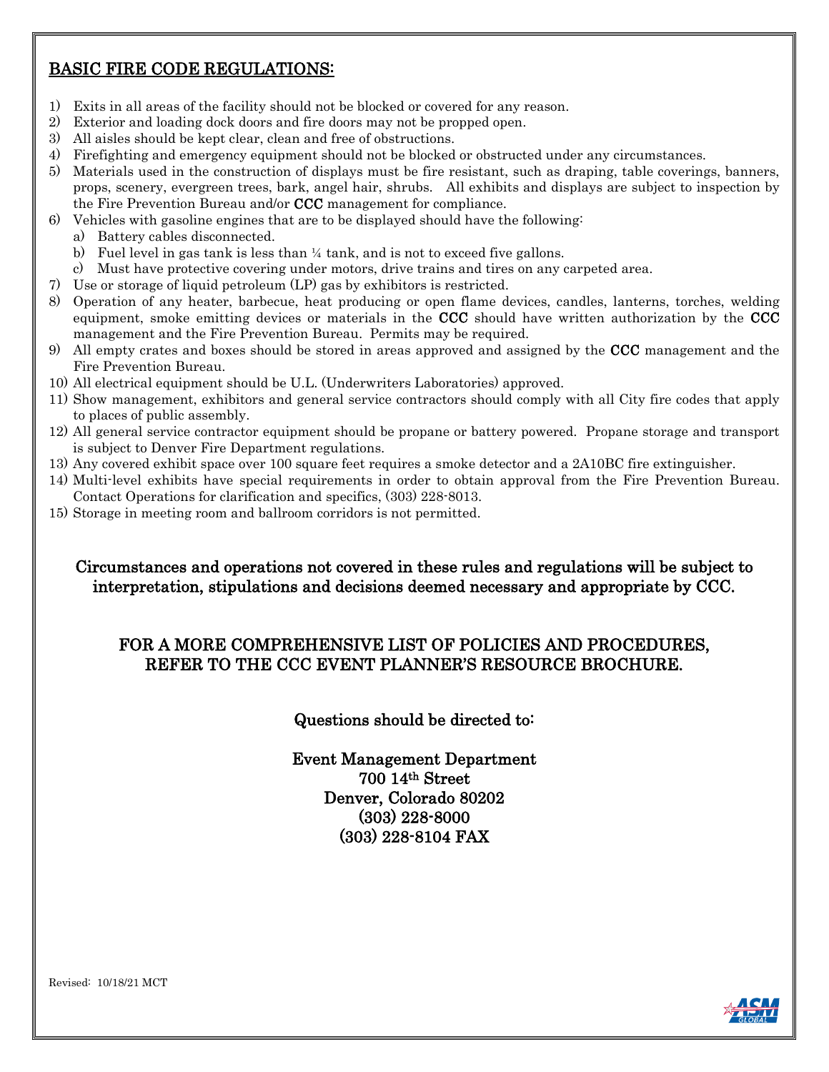## BASIC FIRE CODE REGULATIONS:

1) Exits in all areas of the facility should not be blocked or covered for any reason.
2) Exterior and loading dock doors and fire doors may not be propped open.
3) All aisles should be kept clear, clean and free of obstructions.
4) Firefighting and emergency equipment should not be blocked or obstructed under any circumstances.
5) Materials used in the construction of displays must be fire resistant, such as draping, table coverings, banners, props, scenery, evergreen trees, bark, angel hair, shrubs. All exhibits and displays are subject to inspection by the Fire Prevention Bureau and/or CCC management for compliance.
6) Vehicles with gasoline engines that are to be displayed should have the following:
   a) Battery cables disconnected.
   b) Fuel level in gas tank is less than ¼ tank, and is not to exceed five gallons.
   c) Must have protective covering under motors, drive trains and tires on any carpeted area.
7) Use or storage of liquid petroleum (LP) gas by exhibitors is restricted.
8) Operation of any heater, barbecue, heat producing or open flame devices, candles, lanterns, torches, welding equipment, smoke emitting devices or materials in the CCC should have written authorization by the CCC management and the Fire Prevention Bureau. Permits may be required.
9) All empty crates and boxes should be stored in areas approved and assigned by the CCC management and the Fire Prevention Bureau.
10) All electrical equipment should be U.L. (Underwriters Laboratories) approved.
11) Show management, exhibitors and general service contractors should comply with all City fire codes that apply to places of public assembly.
12) All general service contractor equipment should be propane or battery powered. Propane storage and transport is subject to Denver Fire Department regulations.
13) Any covered exhibit space over 100 square feet requires a smoke detector and a 2A10BC fire extinguisher.
14) Multi-level exhibits have special requirements in order to obtain approval from the Fire Prevention Bureau. Contact Operations for clarification and specifics, (303) 228-8013.
15) Storage in meeting room and ballroom corridors is not permitted.

**Circumstances and operations not covered in these rules and regulations will be subject to interpretation, stipulations and decisions deemed necessary and appropriate by CCC.**

**FOR A MORE COMPREHENSIVE LIST OF POLICIES AND PROCEDURES, REFER TO THE CCC EVENT PLANNER'S RESOURCE BROCHURE.**

**Questions should be directed to:**

**Event Management Department**
**700 14th Street**
**Denver, Colorado 80202**
**(303) 228-8000**
**(303) 228-8104 FAX**

Revised: 10/18/21 MCT